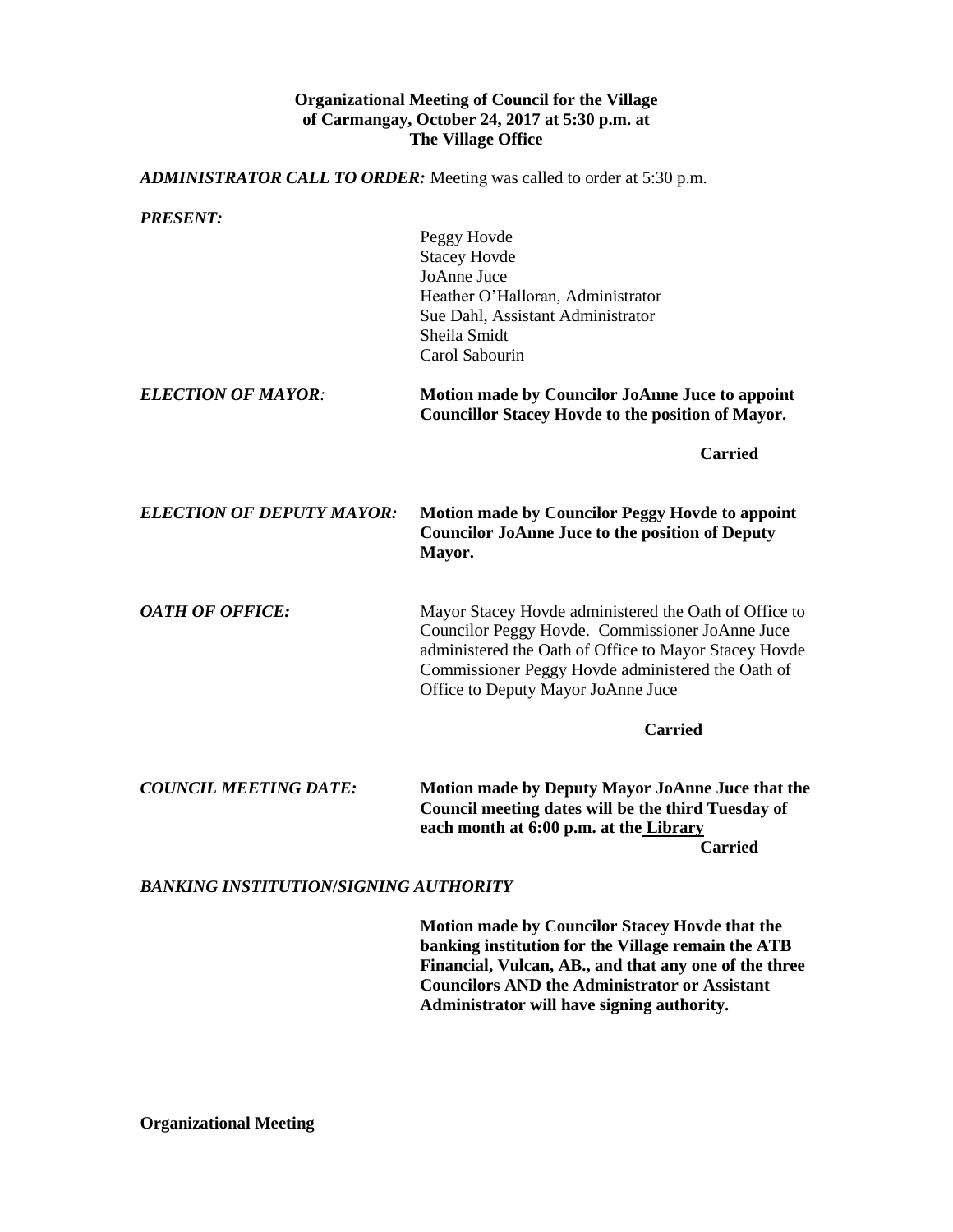**Organizational Meeting of Council for the Village of Carmangay, October 24, 2017 at 5:30 p.m. at The Village Office**

***ADMINISTRATOR CALL TO ORDER:*** Meeting was called to order at 5:30 p.m.

***PRESENT:***

Peggy Hovde
Stacey Hovde
JoAnne Juce
Heather O'Halloran, Administrator
Sue Dahl, Assistant Administrator
Sheila Smidt
Carol Sabourin

***ELECTION OF MAYOR:*** **Motion made by Councilor JoAnne Juce to appoint Councillor Stacey Hovde to the position of Mayor.**

**Carried**

***ELECTION OF DEPUTY MAYOR:*** **Motion made by Councilor Peggy Hovde to appoint Councilor JoAnne Juce to the position of Deputy Mayor.**

***OATH OF OFFICE:*** Mayor Stacey Hovde administered the Oath of Office to Councilor Peggy Hovde. Commissioner JoAnne Juce administered the Oath of Office to Mayor Stacey Hovde Commissioner Peggy Hovde administered the Oath of Office to Deputy Mayor JoAnne Juce

**Carried**

***COUNCIL MEETING DATE:*** **Motion made by Deputy Mayor JoAnne Juce that the Council meeting dates will be the third Tuesday of each month at 6:00 p.m. at the Library**

**Carried**

***BANKING INSTITUTION/SIGNING AUTHORITY***

**Motion made by Councilor Stacey Hovde that the banking institution for the Village remain the ATB Financial, Vulcan, AB., and that any one of the three Councilors AND the Administrator or Assistant Administrator will have signing authority.**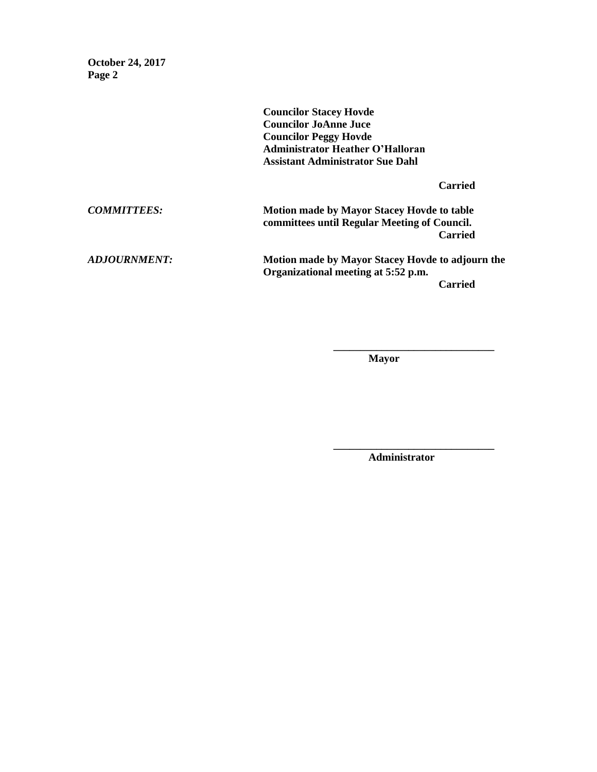**Councilor Stacey Hovde**
**Councilor JoAnne Juce**
**Councilor Peggy Hovde**
**Administrator Heather O'Halloran**
**Assistant Administrator Sue Dahl**

**Carried**

***COMMITTEES:*** **Motion made by Mayor Stacey Hovde to table committees until Regular Meeting of Council.**

**Carried**

***ADJOURNMENT:*** **Motion made by Mayor Stacey Hovde to adjourn the Organizational meeting at 5:52 p.m.**

**Carried**

\_\_\_\_\_\_\_\_\_\_\_\_\_\_\_\_\_\_\_\_\_\_\_\_\_\_\_\_\_\_

**Mayor**

\_\_\_\_\_\_\_\_\_\_\_\_\_\_\_\_\_\_\_\_\_\_\_\_\_\_\_\_\_\_

**Administrator**